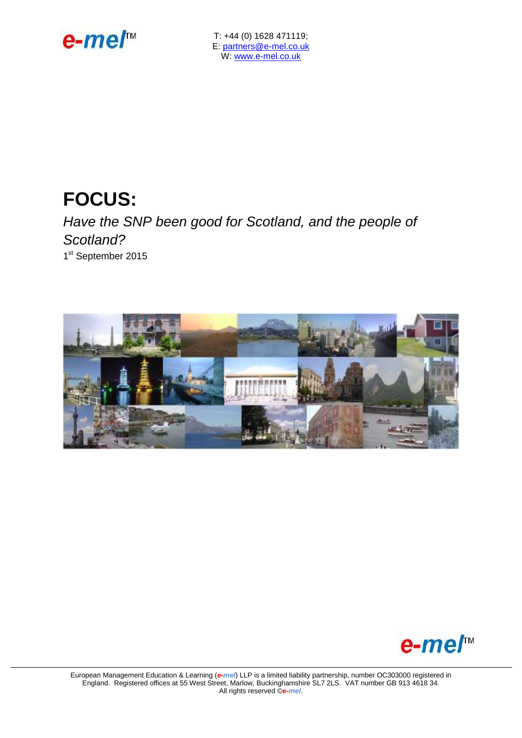e-mel™

T: +44 (0) 1628 471119;
E: partners@e-mel.co.uk
W: www.e-mel.co.uk

# FOCUS:

*Have the SNP been good for Scotland, and the people of Scotland?*

1st September 2015

European Management Education & Learning (e-mel) LLP is a limited liability partnership, number OC303000 registered in England. Registered offices at 55 West Street, Marlow, Buckinghamshire SL7 2LS. VAT number GB 913 4618 34. All rights reserved ©e-mel.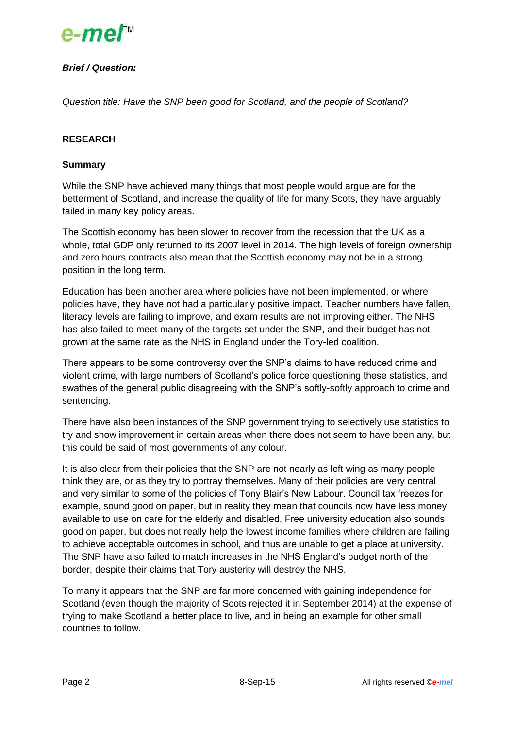***Brief / Question:***

*Question title: Have the SNP been good for Scotland, and the people of Scotland?*

## RESEARCH

### Summary

While the SNP have achieved many things that most people would argue are for the betterment of Scotland, and increase the quality of life for many Scots, they have arguably failed in many key policy areas.

The Scottish economy has been slower to recover from the recession that the UK as a whole, total GDP only returned to its 2007 level in 2014. The high levels of foreign ownership and zero hours contracts also mean that the Scottish economy may not be in a strong position in the long term.

Education has been another area where policies have not been implemented, or where policies have, they have not had a particularly positive impact. Teacher numbers have fallen, literacy levels are failing to improve, and exam results are not improving either. The NHS has also failed to meet many of the targets set under the SNP, and their budget has not grown at the same rate as the NHS in England under the Tory-led coalition.

There appears to be some controversy over the SNP's claims to have reduced crime and violent crime, with large numbers of Scotland's police force questioning these statistics, and swathes of the general public disagreeing with the SNP's softly-softly approach to crime and sentencing.

There have also been instances of the SNP government trying to selectively use statistics to try and show improvement in certain areas when there does not seem to have been any, but this could be said of most governments of any colour.

It is also clear from their policies that the SNP are not nearly as left wing as many people think they are, or as they try to portray themselves. Many of their policies are very central and very similar to some of the policies of Tony Blair's New Labour. Council tax freezes for example, sound good on paper, but in reality they mean that councils now have less money available to use on care for the elderly and disabled. Free university education also sounds good on paper, but does not really help the lowest income families where children are failing to achieve acceptable outcomes in school, and thus are unable to get a place at university. The SNP have also failed to match increases in the NHS England's budget north of the border, despite their claims that Tory austerity will destroy the NHS.

To many it appears that the SNP are far more concerned with gaining independence for Scotland (even though the majority of Scots rejected it in September 2014) at the expense of trying to make Scotland a better place to live, and in being an example for other small countries to follow.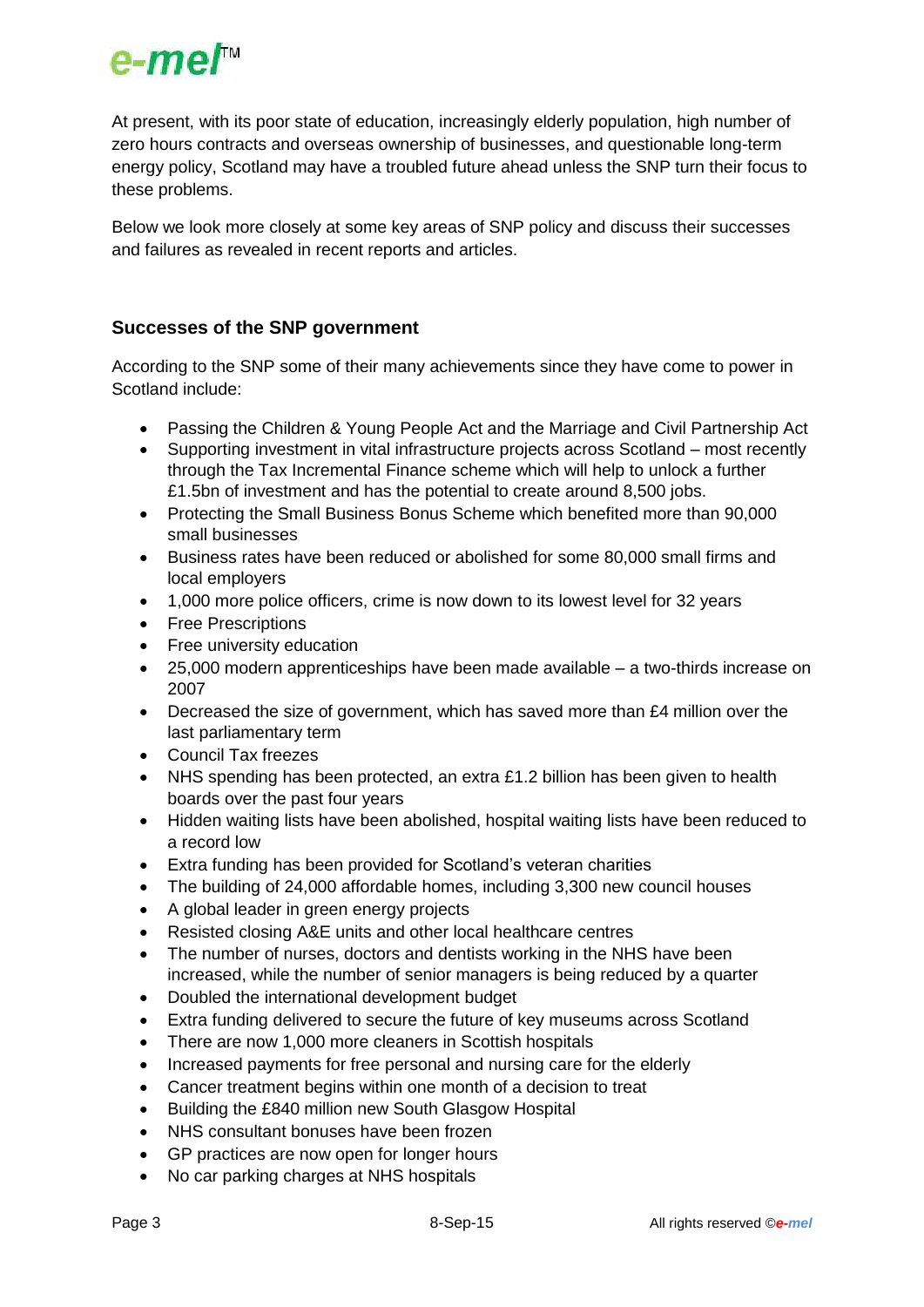At present, with its poor state of education, increasingly elderly population, high number of zero hours contracts and overseas ownership of businesses, and questionable long-term energy policy, Scotland may have a troubled future ahead unless the SNP turn their focus to these problems.

Below we look more closely at some key areas of SNP policy and discuss their successes and failures as revealed in recent reports and articles.

### Successes of the SNP government

According to the SNP some of their many achievements since they have come to power in Scotland include:

- Passing the Children & Young People Act and the Marriage and Civil Partnership Act
- Supporting investment in vital infrastructure projects across Scotland – most recently through the Tax Incremental Finance scheme which will help to unlock a further £1.5bn of investment and has the potential to create around 8,500 jobs.
- Protecting the Small Business Bonus Scheme which benefited more than 90,000 small businesses
- Business rates have been reduced or abolished for some 80,000 small firms and local employers
- 1,000 more police officers, crime is now down to its lowest level for 32 years
- Free Prescriptions
- Free university education
- 25,000 modern apprenticeships have been made available – a two-thirds increase on 2007
- Decreased the size of government, which has saved more than £4 million over the last parliamentary term
- Council Tax freezes
- NHS spending has been protected, an extra £1.2 billion has been given to health boards over the past four years
- Hidden waiting lists have been abolished, hospital waiting lists have been reduced to a record low
- Extra funding has been provided for Scotland's veteran charities
- The building of 24,000 affordable homes, including 3,300 new council houses
- A global leader in green energy projects
- Resisted closing A&E units and other local healthcare centres
- The number of nurses, doctors and dentists working in the NHS have been increased, while the number of senior managers is being reduced by a quarter
- Doubled the international development budget
- Extra funding delivered to secure the future of key museums across Scotland
- There are now 1,000 more cleaners in Scottish hospitals
- Increased payments for free personal and nursing care for the elderly
- Cancer treatment begins within one month of a decision to treat
- Building the £840 million new South Glasgow Hospital
- NHS consultant bonuses have been frozen
- GP practices are now open for longer hours
- No car parking charges at NHS hospitals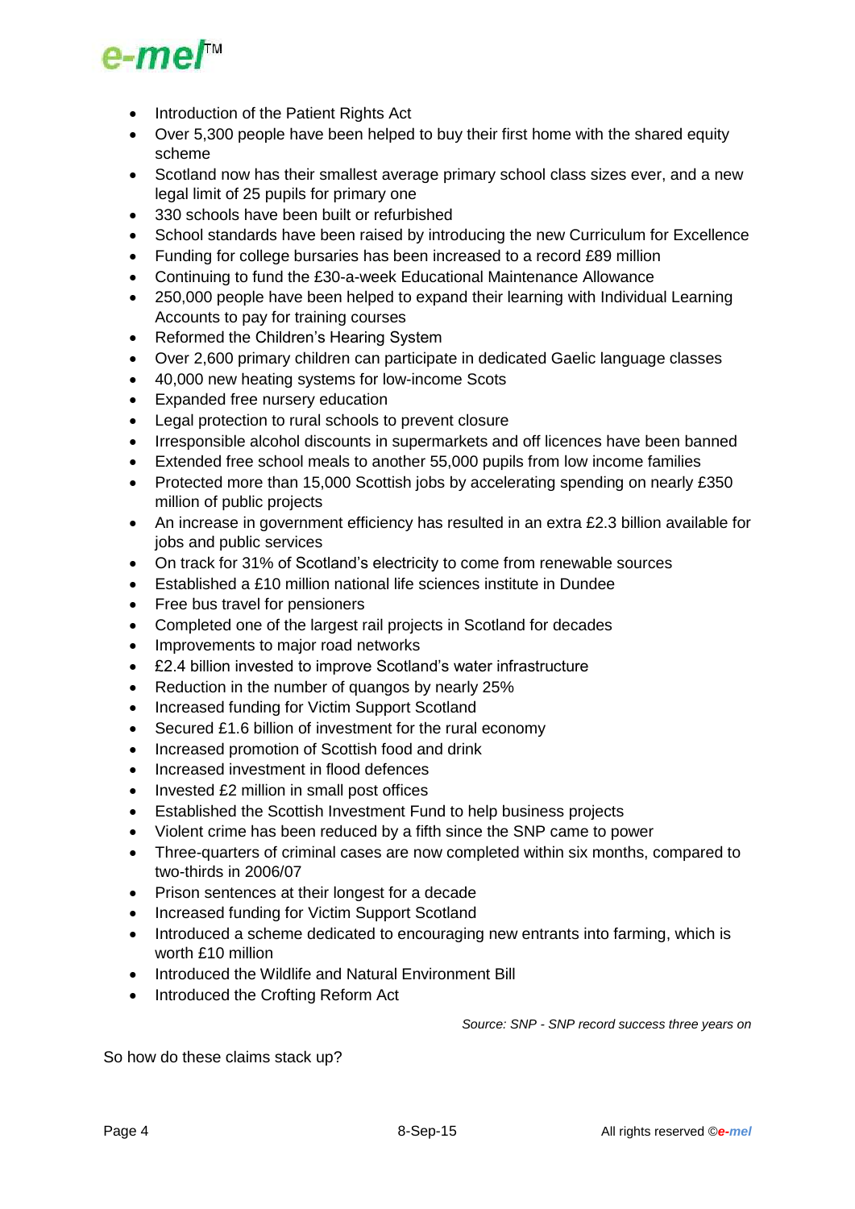- Introduction of the Patient Rights Act
- Over 5,300 people have been helped to buy their first home with the shared equity scheme
- Scotland now has their smallest average primary school class sizes ever, and a new legal limit of 25 pupils for primary one
- 330 schools have been built or refurbished
- School standards have been raised by introducing the new Curriculum for Excellence
- Funding for college bursaries has been increased to a record £89 million
- Continuing to fund the £30-a-week Educational Maintenance Allowance
- 250,000 people have been helped to expand their learning with Individual Learning Accounts to pay for training courses
- Reformed the Children's Hearing System
- Over 2,600 primary children can participate in dedicated Gaelic language classes
- 40,000 new heating systems for low-income Scots
- Expanded free nursery education
- Legal protection to rural schools to prevent closure
- Irresponsible alcohol discounts in supermarkets and off licences have been banned
- Extended free school meals to another 55,000 pupils from low income families
- Protected more than 15,000 Scottish jobs by accelerating spending on nearly £350 million of public projects
- An increase in government efficiency has resulted in an extra £2.3 billion available for jobs and public services
- On track for 31% of Scotland's electricity to come from renewable sources
- Established a £10 million national life sciences institute in Dundee
- Free bus travel for pensioners
- Completed one of the largest rail projects in Scotland for decades
- Improvements to major road networks
- £2.4 billion invested to improve Scotland's water infrastructure
- Reduction in the number of quangos by nearly 25%
- Increased funding for Victim Support Scotland
- Secured £1.6 billion of investment for the rural economy
- Increased promotion of Scottish food and drink
- Increased investment in flood defences
- Invested £2 million in small post offices
- Established the Scottish Investment Fund to help business projects
- Violent crime has been reduced by a fifth since the SNP came to power
- Three-quarters of criminal cases are now completed within six months, compared to two-thirds in 2006/07
- Prison sentences at their longest for a decade
- Increased funding for Victim Support Scotland
- Introduced a scheme dedicated to encouraging new entrants into farming, which is worth £10 million
- Introduced the Wildlife and Natural Environment Bill
- Introduced the Crofting Reform Act

*Source: SNP - SNP record success three years on*

So how do these claims stack up?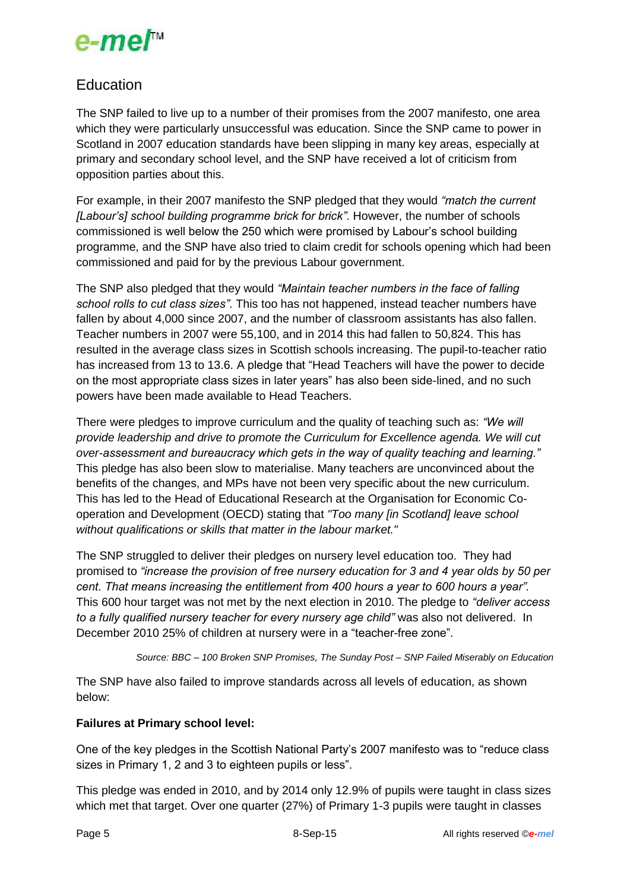## Education

The SNP failed to live up to a number of their promises from the 2007 manifesto, one area which they were particularly unsuccessful was education. Since the SNP came to power in Scotland in 2007 education standards have been slipping in many key areas, especially at primary and secondary school level, and the SNP have received a lot of criticism from opposition parties about this.

For example, in their 2007 manifesto the SNP pledged that they would *"match the current [Labour's] school building programme brick for brick"*. However, the number of schools commissioned is well below the 250 which were promised by Labour's school building programme, and the SNP have also tried to claim credit for schools opening which had been commissioned and paid for by the previous Labour government.

The SNP also pledged that they would *"Maintain teacher numbers in the face of falling school rolls to cut class sizes"*. This too has not happened, instead teacher numbers have fallen by about 4,000 since 2007, and the number of classroom assistants has also fallen. Teacher numbers in 2007 were 55,100, and in 2014 this had fallen to 50,824. This has resulted in the average class sizes in Scottish schools increasing. The pupil-to-teacher ratio has increased from 13 to 13.6. A pledge that "Head Teachers will have the power to decide on the most appropriate class sizes in later years" has also been side-lined, and no such powers have been made available to Head Teachers.

There were pledges to improve curriculum and the quality of teaching such as: *"We will provide leadership and drive to promote the Curriculum for Excellence agenda. We will cut over-assessment and bureaucracy which gets in the way of quality teaching and learning."* This pledge has also been slow to materialise. Many teachers are unconvinced about the benefits of the changes, and MPs have not been very specific about the new curriculum. This has led to the Head of Educational Research at the Organisation for Economic Co-operation and Development (OECD) stating that *"Too many [in Scotland] leave school without qualifications or skills that matter in the labour market."*

The SNP struggled to deliver their pledges on nursery level education too. They had promised to *"increase the provision of free nursery education for 3 and 4 year olds by 50 per cent. That means increasing the entitlement from 400 hours a year to 600 hours a year".* This 600 hour target was not met by the next election in 2010. The pledge to *"deliver access to a fully qualified nursery teacher for every nursery age child"* was also not delivered. In December 2010 25% of children at nursery were in a "teacher-free zone".

*Source: BBC – 100 Broken SNP Promises, The Sunday Post – SNP Failed Miserably on Education*

The SNP have also failed to improve standards across all levels of education, as shown below:

**Failures at Primary school level:**

One of the key pledges in the Scottish National Party's 2007 manifesto was to "reduce class sizes in Primary 1, 2 and 3 to eighteen pupils or less".

This pledge was ended in 2010, and by 2014 only 12.9% of pupils were taught in class sizes which met that target. Over one quarter (27%) of Primary 1-3 pupils were taught in classes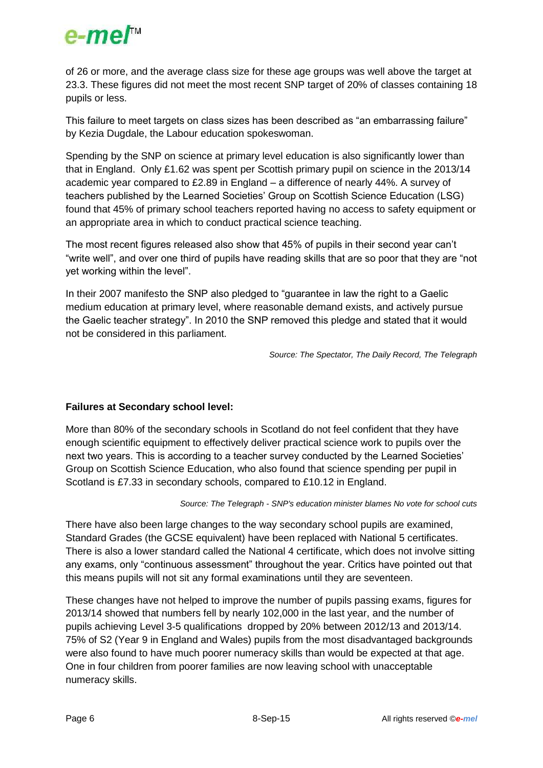of 26 or more, and the average class size for these age groups was well above the target at 23.3. These figures did not meet the most recent SNP target of 20% of classes containing 18 pupils or less.

This failure to meet targets on class sizes has been described as "an embarrassing failure" by Kezia Dugdale, the Labour education spokeswoman.

Spending by the SNP on science at primary level education is also significantly lower than that in England. Only £1.62 was spent per Scottish primary pupil on science in the 2013/14 academic year compared to £2.89 in England – a difference of nearly 44%. A survey of teachers published by the Learned Societies' Group on Scottish Science Education (LSG) found that 45% of primary school teachers reported having no access to safety equipment or an appropriate area in which to conduct practical science teaching.

The most recent figures released also show that 45% of pupils in their second year can't "write well", and over one third of pupils have reading skills that are so poor that they are "not yet working within the level".

In their 2007 manifesto the SNP also pledged to "guarantee in law the right to a Gaelic medium education at primary level, where reasonable demand exists, and actively pursue the Gaelic teacher strategy". In 2010 the SNP removed this pledge and stated that it would not be considered in this parliament.

*Source: The Spectator, The Daily Record, The Telegraph*

**Failures at Secondary school level:**

More than 80% of the secondary schools in Scotland do not feel confident that they have enough scientific equipment to effectively deliver practical science work to pupils over the next two years. This is according to a teacher survey conducted by the Learned Societies' Group on Scottish Science Education, who also found that science spending per pupil in Scotland is £7.33 in secondary schools, compared to £10.12 in England.

*Source: The Telegraph - SNP's education minister blames No vote for school cuts*

There have also been large changes to the way secondary school pupils are examined, Standard Grades (the GCSE equivalent) have been replaced with National 5 certificates. There is also a lower standard called the National 4 certificate, which does not involve sitting any exams, only "continuous assessment" throughout the year. Critics have pointed out that this means pupils will not sit any formal examinations until they are seventeen.

These changes have not helped to improve the number of pupils passing exams, figures for 2013/14 showed that numbers fell by nearly 102,000 in the last year, and the number of pupils achieving Level 3-5 qualifications dropped by 20% between 2012/13 and 2013/14. 75% of S2 (Year 9 in England and Wales) pupils from the most disadvantaged backgrounds were also found to have much poorer numeracy skills than would be expected at that age. One in four children from poorer families are now leaving school with unacceptable numeracy skills.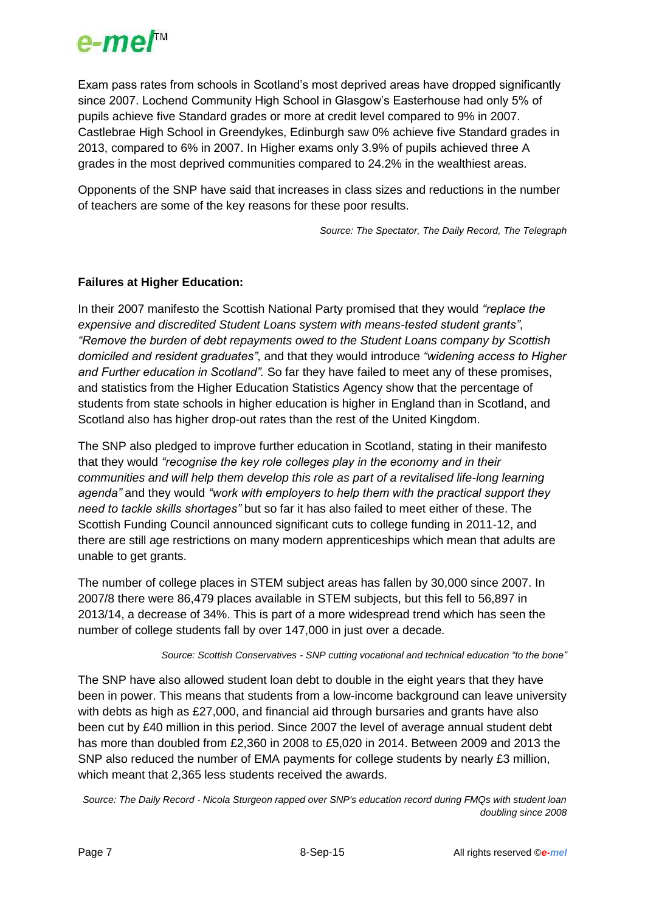Exam pass rates from schools in Scotland's most deprived areas have dropped significantly since 2007. Lochend Community High School in Glasgow's Easterhouse had only 5% of pupils achieve five Standard grades or more at credit level compared to 9% in 2007. Castlebrae High School in Greendykes, Edinburgh saw 0% achieve five Standard grades in 2013, compared to 6% in 2007. In Higher exams only 3.9% of pupils achieved three A grades in the most deprived communities compared to 24.2% in the wealthiest areas.

Opponents of the SNP have said that increases in class sizes and reductions in the number of teachers are some of the key reasons for these poor results.

*Source: The Spectator, The Daily Record, The Telegraph*

**Failures at Higher Education:**

In their 2007 manifesto the Scottish National Party promised that they would *"replace the expensive and discredited Student Loans system with means-tested student grants"*, *"Remove the burden of debt repayments owed to the Student Loans company by Scottish domiciled and resident graduates"*, and that they would introduce *"widening access to Higher and Further education in Scotland".* So far they have failed to meet any of these promises, and statistics from the Higher Education Statistics Agency show that the percentage of students from state schools in higher education is higher in England than in Scotland, and Scotland also has higher drop-out rates than the rest of the United Kingdom.

The SNP also pledged to improve further education in Scotland, stating in their manifesto that they would *"recognise the key role colleges play in the economy and in their communities and will help them develop this role as part of a revitalised life-long learning agenda"* and they would *"work with employers to help them with the practical support they need to tackle skills shortages"* but so far it has also failed to meet either of these. The Scottish Funding Council announced significant cuts to college funding in 2011-12, and there are still age restrictions on many modern apprenticeships which mean that adults are unable to get grants.

The number of college places in STEM subject areas has fallen by 30,000 since 2007. In 2007/8 there were 86,479 places available in STEM subjects, but this fell to 56,897 in 2013/14, a decrease of 34%. This is part of a more widespread trend which has seen the number of college students fall by over 147,000 in just over a decade.

*Source: Scottish Conservatives - SNP cutting vocational and technical education "to the bone"*

The SNP have also allowed student loan debt to double in the eight years that they have been in power. This means that students from a low-income background can leave university with debts as high as £27,000, and financial aid through bursaries and grants have also been cut by £40 million in this period. Since 2007 the level of average annual student debt has more than doubled from £2,360 in 2008 to £5,020 in 2014. Between 2009 and 2013 the SNP also reduced the number of EMA payments for college students by nearly £3 million, which meant that 2,365 less students received the awards.

*Source: The Daily Record - Nicola Sturgeon rapped over SNP's education record during FMQs with student loan doubling since 2008*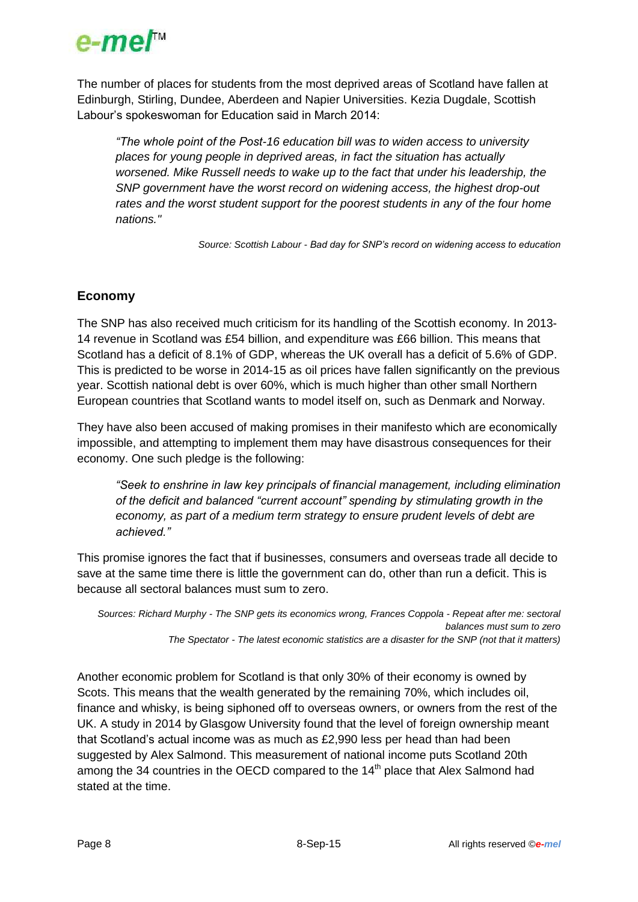The number of places for students from the most deprived areas of Scotland have fallen at Edinburgh, Stirling, Dundee, Aberdeen and Napier Universities. Kezia Dugdale, Scottish Labour's spokeswoman for Education said in March 2014:

> *"The whole point of the Post-16 education bill was to widen access to university places for young people in deprived areas, in fact the situation has actually worsened. Mike Russell needs to wake up to the fact that under his leadership, the SNP government have the worst record on widening access, the highest drop-out rates and the worst student support for the poorest students in any of the four home nations."*

*Source: Scottish Labour - Bad day for SNP's record on widening access to education*

## Economy

The SNP has also received much criticism for its handling of the Scottish economy. In 2013-14 revenue in Scotland was £54 billion, and expenditure was £66 billion. This means that Scotland has a deficit of 8.1% of GDP, whereas the UK overall has a deficit of 5.6% of GDP. This is predicted to be worse in 2014-15 as oil prices have fallen significantly on the previous year. Scottish national debt is over 60%, which is much higher than other small Northern European countries that Scotland wants to model itself on, such as Denmark and Norway.

They have also been accused of making promises in their manifesto which are economically impossible, and attempting to implement them may have disastrous consequences for their economy. One such pledge is the following:

> *"Seek to enshrine in law key principals of financial management, including elimination of the deficit and balanced "current account" spending by stimulating growth in the economy, as part of a medium term strategy to ensure prudent levels of debt are achieved."*

This promise ignores the fact that if businesses, consumers and overseas trade all decide to save at the same time there is little the government can do, other than run a deficit. This is because all sectoral balances must sum to zero.

*Sources: Richard Murphy - The SNP gets its economics wrong, Frances Coppola - Repeat after me: sectoral balances must sum to zero*
*The Spectator - The latest economic statistics are a disaster for the SNP (not that it matters)*

Another economic problem for Scotland is that only 30% of their economy is owned by Scots. This means that the wealth generated by the remaining 70%, which includes oil, finance and whisky, is being siphoned off to overseas owners, or owners from the rest of the UK. A study in 2014 by Glasgow University found that the level of foreign ownership meant that Scotland's actual income was as much as £2,990 less per head than had been suggested by Alex Salmond. This measurement of national income puts Scotland 20th among the 34 countries in the OECD compared to the 14th place that Alex Salmond had stated at the time.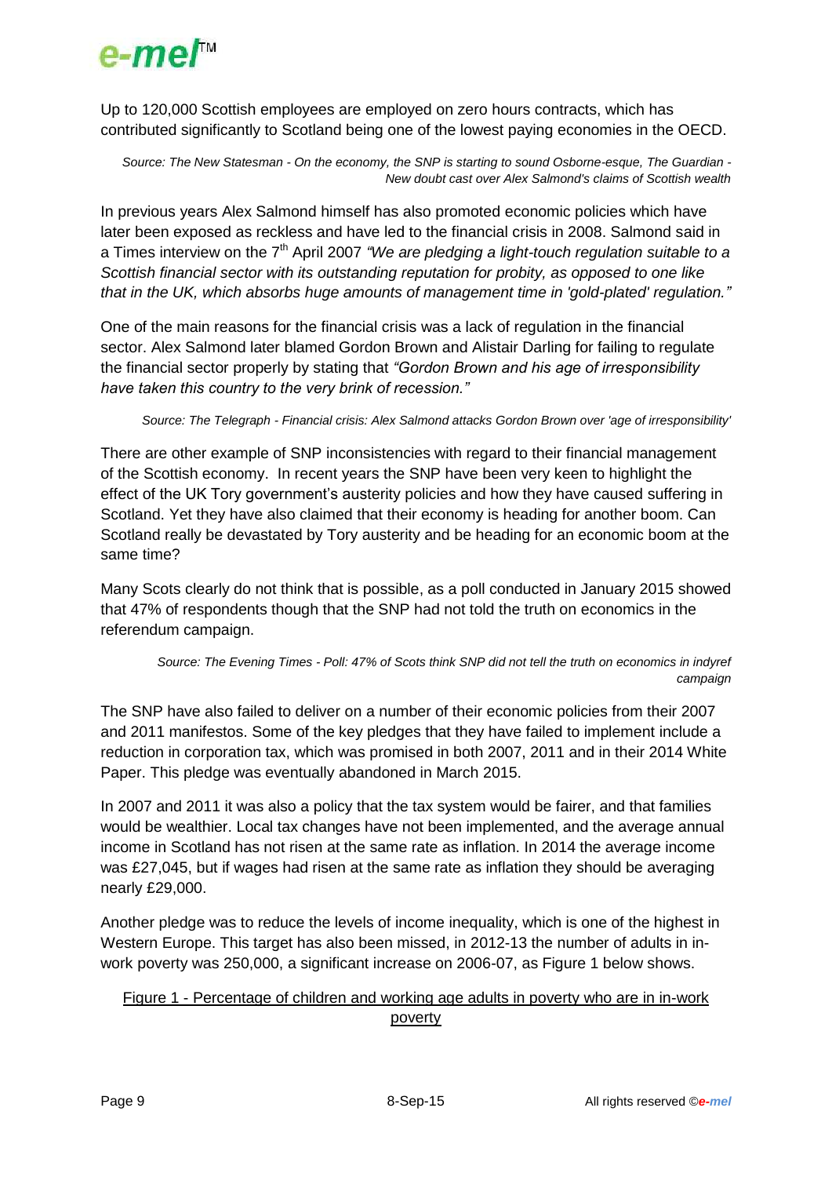Up to 120,000 Scottish employees are employed on zero hours contracts, which has contributed significantly to Scotland being one of the lowest paying economies in the OECD.

*Source: The New Statesman - On the economy, the SNP is starting to sound Osborne-esque, The Guardian - New doubt cast over Alex Salmond's claims of Scottish wealth*

In previous years Alex Salmond himself has also promoted economic policies which have later been exposed as reckless and have led to the financial crisis in 2008. Salmond said in a Times interview on the 7th April 2007 *"We are pledging a light-touch regulation suitable to a Scottish financial sector with its outstanding reputation for probity, as opposed to one like that in the UK, which absorbs huge amounts of management time in 'gold-plated' regulation."*

One of the main reasons for the financial crisis was a lack of regulation in the financial sector. Alex Salmond later blamed Gordon Brown and Alistair Darling for failing to regulate the financial sector properly by stating that *"Gordon Brown and his age of irresponsibility have taken this country to the very brink of recession."*

*Source: The Telegraph - Financial crisis: Alex Salmond attacks Gordon Brown over 'age of irresponsibility'*

There are other example of SNP inconsistencies with regard to their financial management of the Scottish economy. In recent years the SNP have been very keen to highlight the effect of the UK Tory government's austerity policies and how they have caused suffering in Scotland. Yet they have also claimed that their economy is heading for another boom. Can Scotland really be devastated by Tory austerity and be heading for an economic boom at the same time?

Many Scots clearly do not think that is possible, as a poll conducted in January 2015 showed that 47% of respondents though that the SNP had not told the truth on economics in the referendum campaign.

*Source: The Evening Times - Poll: 47% of Scots think SNP did not tell the truth on economics in indyref campaign*

The SNP have also failed to deliver on a number of their economic policies from their 2007 and 2011 manifestos. Some of the key pledges that they have failed to implement include a reduction in corporation tax, which was promised in both 2007, 2011 and in their 2014 White Paper. This pledge was eventually abandoned in March 2015.

In 2007 and 2011 it was also a policy that the tax system would be fairer, and that families would be wealthier. Local tax changes have not been implemented, and the average annual income in Scotland has not risen at the same rate as inflation. In 2014 the average income was £27,045, but if wages had risen at the same rate as inflation they should be averaging nearly £29,000.

Another pledge was to reduce the levels of income inequality, which is one of the highest in Western Europe. This target has also been missed, in 2012-13 the number of adults in in-work poverty was 250,000, a significant increase on 2006-07, as Figure 1 below shows.

Figure 1 - Percentage of children and working age adults in poverty who are in in-work poverty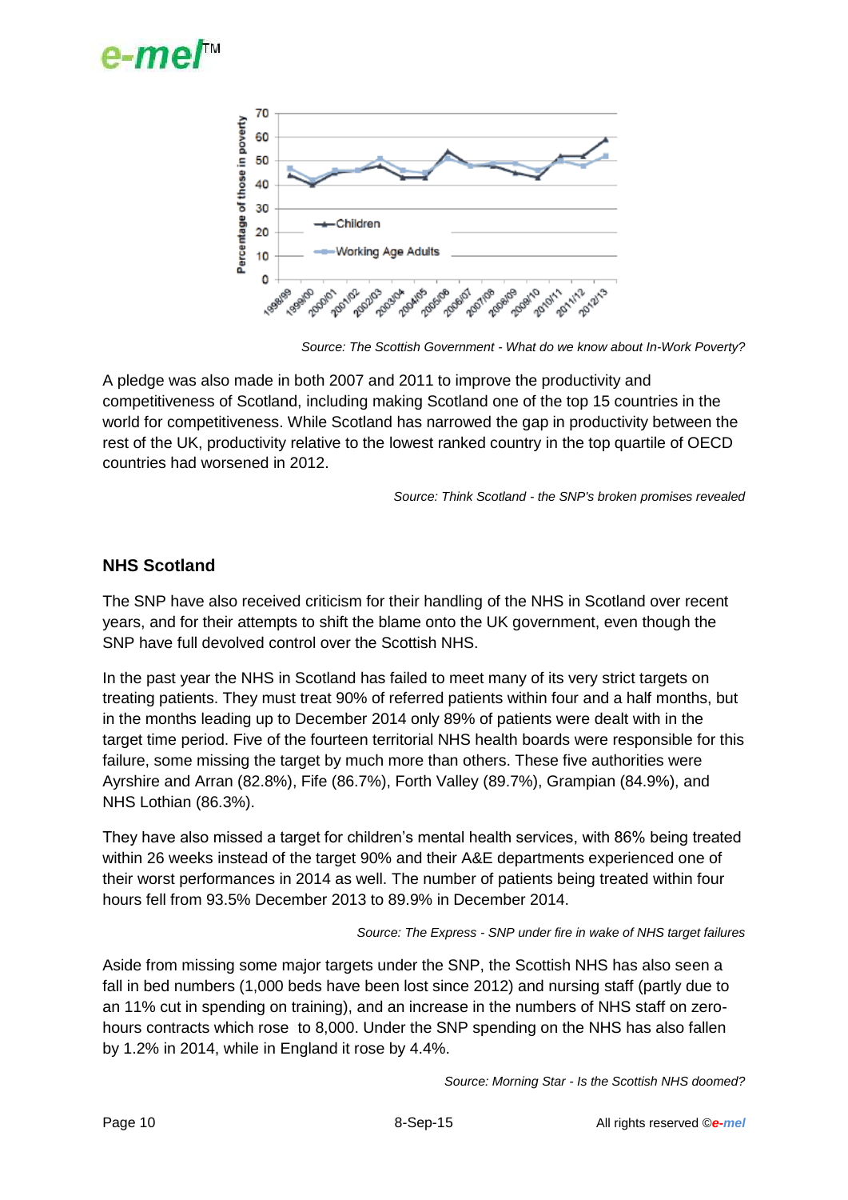Source: The Scottish Government - What do we know about In-Work Poverty?

A pledge was also made in both 2007 and 2011 to improve the productivity and competitiveness of Scotland, including making Scotland one of the top 15 countries in the world for competitiveness. While Scotland has narrowed the gap in productivity between the rest of the UK, productivity relative to the lowest ranked country in the top quartile of OECD countries had worsened in 2012.

*Source: Think Scotland - the SNP's broken promises revealed*

## NHS Scotland

The SNP have also received criticism for their handling of the NHS in Scotland over recent years, and for their attempts to shift the blame onto the UK government, even though the SNP have full devolved control over the Scottish NHS.

In the past year the NHS in Scotland has failed to meet many of its very strict targets on treating patients. They must treat 90% of referred patients within four and a half months, but in the months leading up to December 2014 only 89% of patients were dealt with in the target time period. Five of the fourteen territorial NHS health boards were responsible for this failure, some missing the target by much more than others. These five authorities were Ayrshire and Arran (82.8%), Fife (86.7%), Forth Valley (89.7%), Grampian (84.9%), and NHS Lothian (86.3%).

They have also missed a target for children's mental health services, with 86% being treated within 26 weeks instead of the target 90% and their A&E departments experienced one of their worst performances in 2014 as well. The number of patients being treated within four hours fell from 93.5% December 2013 to 89.9% in December 2014.

*Source: The Express - SNP under fire in wake of NHS target failures*

Aside from missing some major targets under the SNP, the Scottish NHS has also seen a fall in bed numbers (1,000 beds have been lost since 2012) and nursing staff (partly due to an 11% cut in spending on training), and an increase in the numbers of NHS staff on zero-hours contracts which rose to 8,000. Under the SNP spending on the NHS has also fallen by 1.2% in 2014, while in England it rose by 4.4%.

*Source: Morning Star - Is the Scottish NHS doomed?*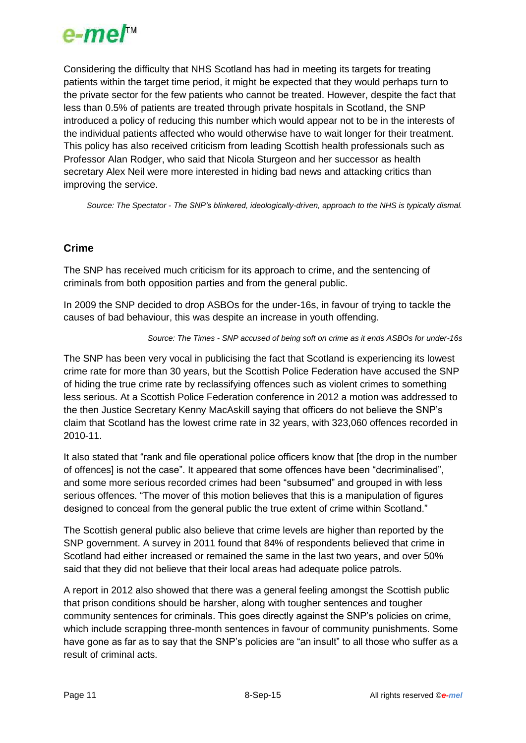Considering the difficulty that NHS Scotland has had in meeting its targets for treating patients within the target time period, it might be expected that they would perhaps turn to the private sector for the few patients who cannot be treated. However, despite the fact that less than 0.5% of patients are treated through private hospitals in Scotland, the SNP introduced a policy of reducing this number which would appear not to be in the interests of the individual patients affected who would otherwise have to wait longer for their treatment. This policy has also received criticism from leading Scottish health professionals such as Professor Alan Rodger, who said that Nicola Sturgeon and her successor as health secretary Alex Neil were more interested in hiding bad news and attacking critics than improving the service.

*Source: The Spectator - The SNP's blinkered, ideologically-driven, approach to the NHS is typically dismal.*

## Crime

The SNP has received much criticism for its approach to crime, and the sentencing of criminals from both opposition parties and from the general public.

In 2009 the SNP decided to drop ASBOs for the under-16s, in favour of trying to tackle the causes of bad behaviour, this was despite an increase in youth offending.

*Source: The Times - SNP accused of being soft on crime as it ends ASBOs for under-16s*

The SNP has been very vocal in publicising the fact that Scotland is experiencing its lowest crime rate for more than 30 years, but the Scottish Police Federation have accused the SNP of hiding the true crime rate by reclassifying offences such as violent crimes to something less serious. At a Scottish Police Federation conference in 2012 a motion was addressed to the then Justice Secretary Kenny MacAskill saying that officers do not believe the SNP's claim that Scotland has the lowest crime rate in 32 years, with 323,060 offences recorded in 2010-11.

It also stated that "rank and file operational police officers know that [the drop in the number of offences] is not the case". It appeared that some offences have been "decriminalised", and some more serious recorded crimes had been "subsumed" and grouped in with less serious offences. "The mover of this motion believes that this is a manipulation of figures designed to conceal from the general public the true extent of crime within Scotland."

The Scottish general public also believe that crime levels are higher than reported by the SNP government. A survey in 2011 found that 84% of respondents believed that crime in Scotland had either increased or remained the same in the last two years, and over 50% said that they did not believe that their local areas had adequate police patrols.

A report in 2012 also showed that there was a general feeling amongst the Scottish public that prison conditions should be harsher, along with tougher sentences and tougher community sentences for criminals. This goes directly against the SNP's policies on crime, which include scrapping three-month sentences in favour of community punishments. Some have gone as far as to say that the SNP's policies are "an insult" to all those who suffer as a result of criminal acts.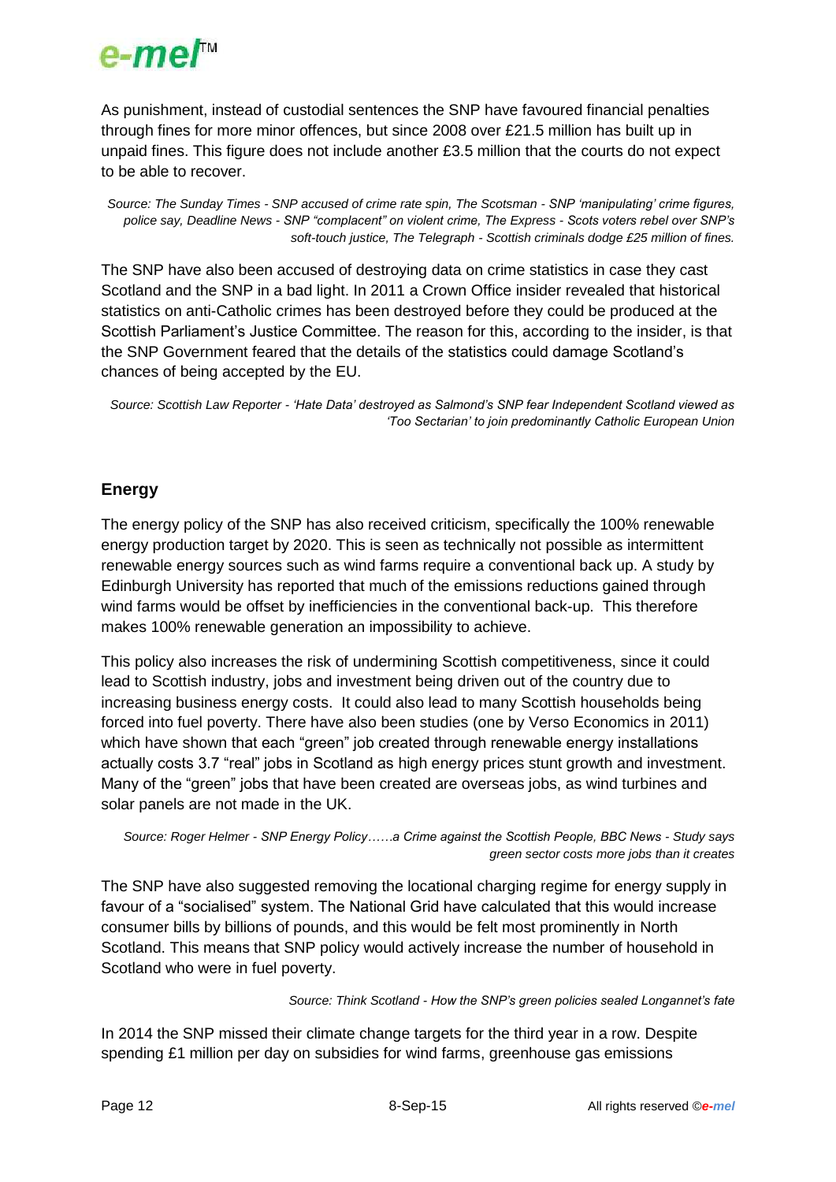As punishment, instead of custodial sentences the SNP have favoured financial penalties through fines for more minor offences, but since 2008 over £21.5 million has built up in unpaid fines. This figure does not include another £3.5 million that the courts do not expect to be able to recover.

*Source: The Sunday Times - SNP accused of crime rate spin, The Scotsman - SNP 'manipulating' crime figures, police say, Deadline News - SNP "complacent" on violent crime, The Express - Scots voters rebel over SNP's soft-touch justice, The Telegraph - Scottish criminals dodge £25 million of fines.*

The SNP have also been accused of destroying data on crime statistics in case they cast Scotland and the SNP in a bad light. In 2011 a Crown Office insider revealed that historical statistics on anti-Catholic crimes has been destroyed before they could be produced at the Scottish Parliament's Justice Committee. The reason for this, according to the insider, is that the SNP Government feared that the details of the statistics could damage Scotland's chances of being accepted by the EU.

*Source: Scottish Law Reporter - 'Hate Data' destroyed as Salmond's SNP fear Independent Scotland viewed as 'Too Sectarian' to join predominantly Catholic European Union*

## Energy

The energy policy of the SNP has also received criticism, specifically the 100% renewable energy production target by 2020. This is seen as technically not possible as intermittent renewable energy sources such as wind farms require a conventional back up. A study by Edinburgh University has reported that much of the emissions reductions gained through wind farms would be offset by inefficiencies in the conventional back-up. This therefore makes 100% renewable generation an impossibility to achieve.

This policy also increases the risk of undermining Scottish competitiveness, since it could lead to Scottish industry, jobs and investment being driven out of the country due to increasing business energy costs. It could also lead to many Scottish households being forced into fuel poverty. There have also been studies (one by Verso Economics in 2011) which have shown that each "green" job created through renewable energy installations actually costs 3.7 "real" jobs in Scotland as high energy prices stunt growth and investment. Many of the "green" jobs that have been created are overseas jobs, as wind turbines and solar panels are not made in the UK.

*Source: Roger Helmer - SNP Energy Policy……a Crime against the Scottish People, BBC News - Study says green sector costs more jobs than it creates*

The SNP have also suggested removing the locational charging regime for energy supply in favour of a "socialised" system. The National Grid have calculated that this would increase consumer bills by billions of pounds, and this would be felt most prominently in North Scotland. This means that SNP policy would actively increase the number of household in Scotland who were in fuel poverty.

*Source: Think Scotland - How the SNP's green policies sealed Longannet's fate*

In 2014 the SNP missed their climate change targets for the third year in a row. Despite spending £1 million per day on subsidies for wind farms, greenhouse gas emissions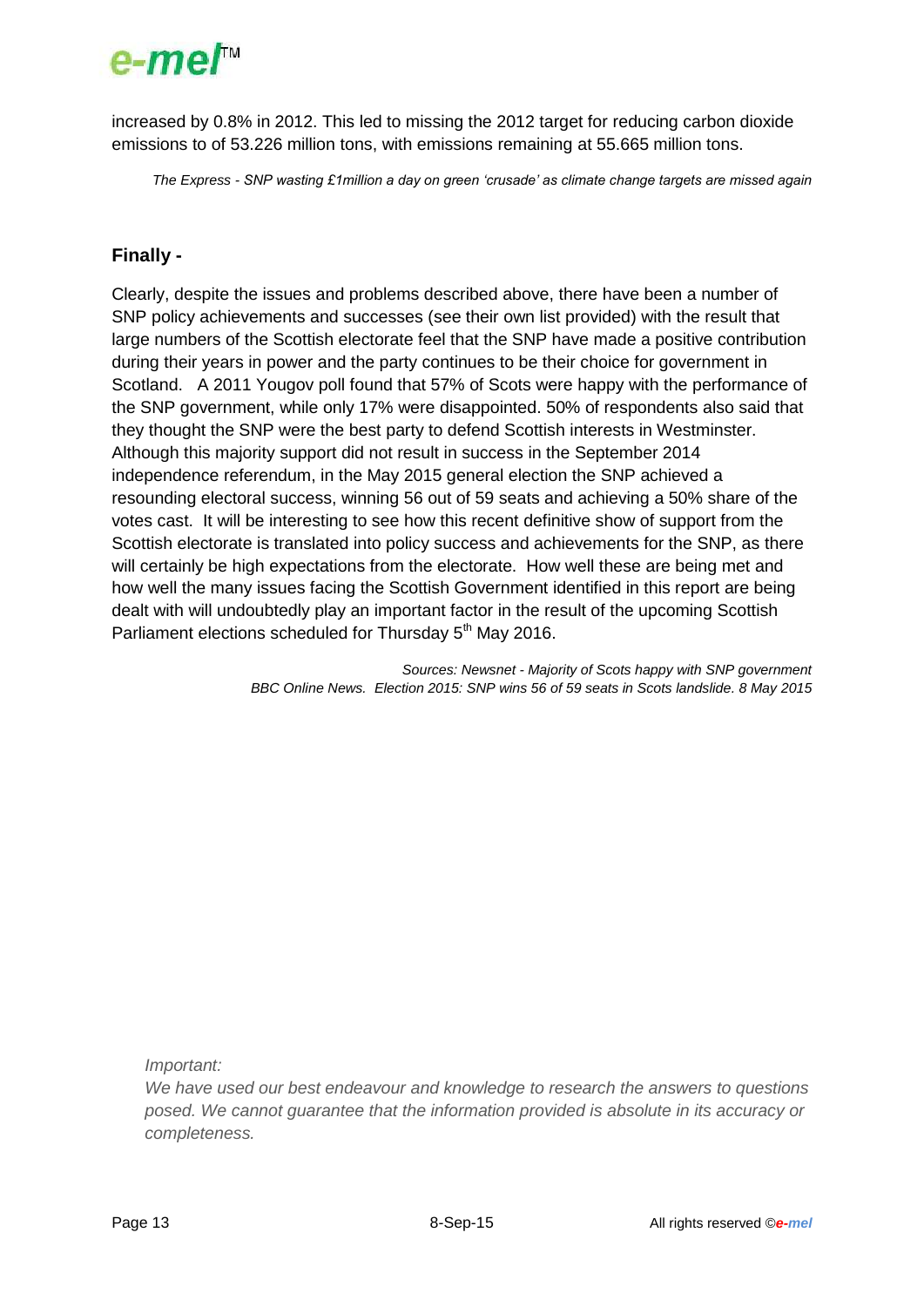increased by 0.8% in 2012. This led to missing the 2012 target for reducing carbon dioxide emissions to of 53.226 million tons, with emissions remaining at 55.665 million tons.

*The Express - SNP wasting £1million a day on green 'crusade' as climate change targets are missed again*

## Finally -

Clearly, despite the issues and problems described above, there have been a number of SNP policy achievements and successes (see their own list provided) with the result that large numbers of the Scottish electorate feel that the SNP have made a positive contribution during their years in power and the party continues to be their choice for government in Scotland. A 2011 Yougov poll found that 57% of Scots were happy with the performance of the SNP government, while only 17% were disappointed. 50% of respondents also said that they thought the SNP were the best party to defend Scottish interests in Westminster. Although this majority support did not result in success in the September 2014 independence referendum, in the May 2015 general election the SNP achieved a resounding electoral success, winning 56 out of 59 seats and achieving a 50% share of the votes cast. It will be interesting to see how this recent definitive show of support from the Scottish electorate is translated into policy success and achievements for the SNP, as there will certainly be high expectations from the electorate. How well these are being met and how well the many issues facing the Scottish Government identified in this report are being dealt with will undoubtedly play an important factor in the result of the upcoming Scottish Parliament elections scheduled for Thursday 5th May 2016.

*Sources: Newsnet - Majority of Scots happy with SNP government*
*BBC Online News. Election 2015: SNP wins 56 of 59 seats in Scots landslide. 8 May 2015*

*Important:*
*We have used our best endeavour and knowledge to research the answers to questions posed. We cannot guarantee that the information provided is absolute in its accuracy or completeness.*